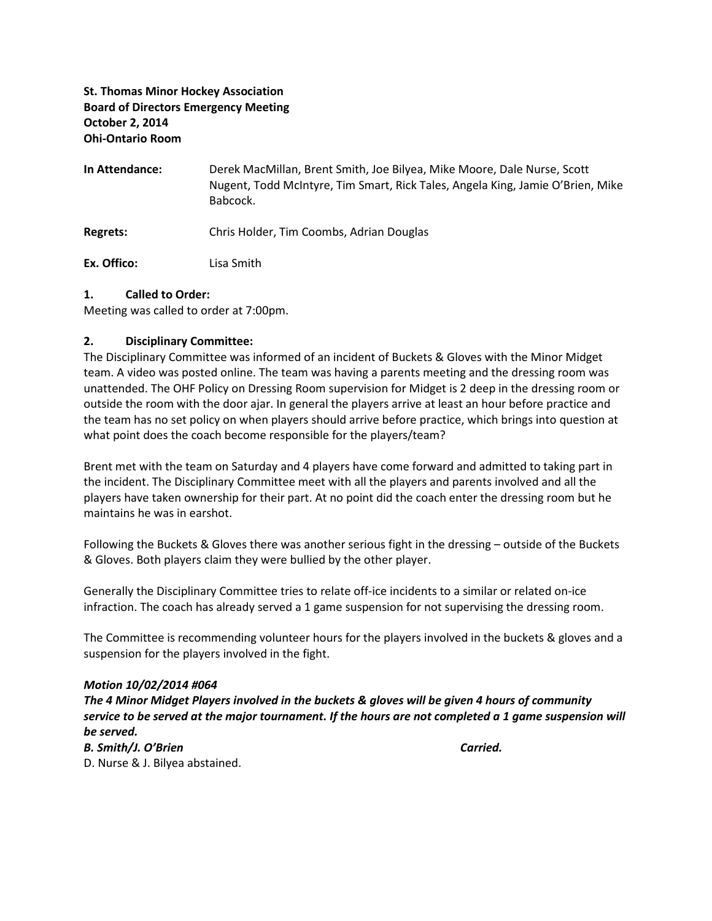**St. Thomas Minor Hockey Association**
**Board of Directors Emergency Meeting**
**October 2, 2014**
**Ohi-Ontario Room**

**In Attendance:** Derek MacMillan, Brent Smith, Joe Bilyea, Mike Moore, Dale Nurse, Scott Nugent, Todd McIntyre, Tim Smart, Rick Tales, Angela King, Jamie O'Brien, Mike Babcock.

**Regrets:** Chris Holder, Tim Coombs, Adrian Douglas

**Ex. Offico:** Lisa Smith

**1. Called to Order:**

Meeting was called to order at 7:00pm.

**2. Disciplinary Committee:**

The Disciplinary Committee was informed of an incident of Buckets & Gloves with the Minor Midget team. A video was posted online. The team was having a parents meeting and the dressing room was unattended. The OHF Policy on Dressing Room supervision for Midget is 2 deep in the dressing room or outside the room with the door ajar. In general the players arrive at least an hour before practice and the team has no set policy on when players should arrive before practice, which brings into question at what point does the coach become responsible for the players/team?

Brent met with the team on Saturday and 4 players have come forward and admitted to taking part in the incident. The Disciplinary Committee meet with all the players and parents involved and all the players have taken ownership for their part. At no point did the coach enter the dressing room but he maintains he was in earshot.

Following the Buckets & Gloves there was another serious fight in the dressing – outside of the Buckets & Gloves. Both players claim they were bullied by the other player.

Generally the Disciplinary Committee tries to relate off-ice incidents to a similar or related on-ice infraction. The coach has already served a 1 game suspension for not supervising the dressing room.

The Committee is recommending volunteer hours for the players involved in the buckets & gloves and a suspension for the players involved in the fight.

***Motion 10/02/2014 #064***

***The 4 Minor Midget Players involved in the buckets & gloves will be given 4 hours of community service to be served at the major tournament. If the hours are not completed a 1 game suspension will be served.***

***B. Smith/J. O'Brien*** ***Carried.***

D. Nurse & J. Bilyea abstained.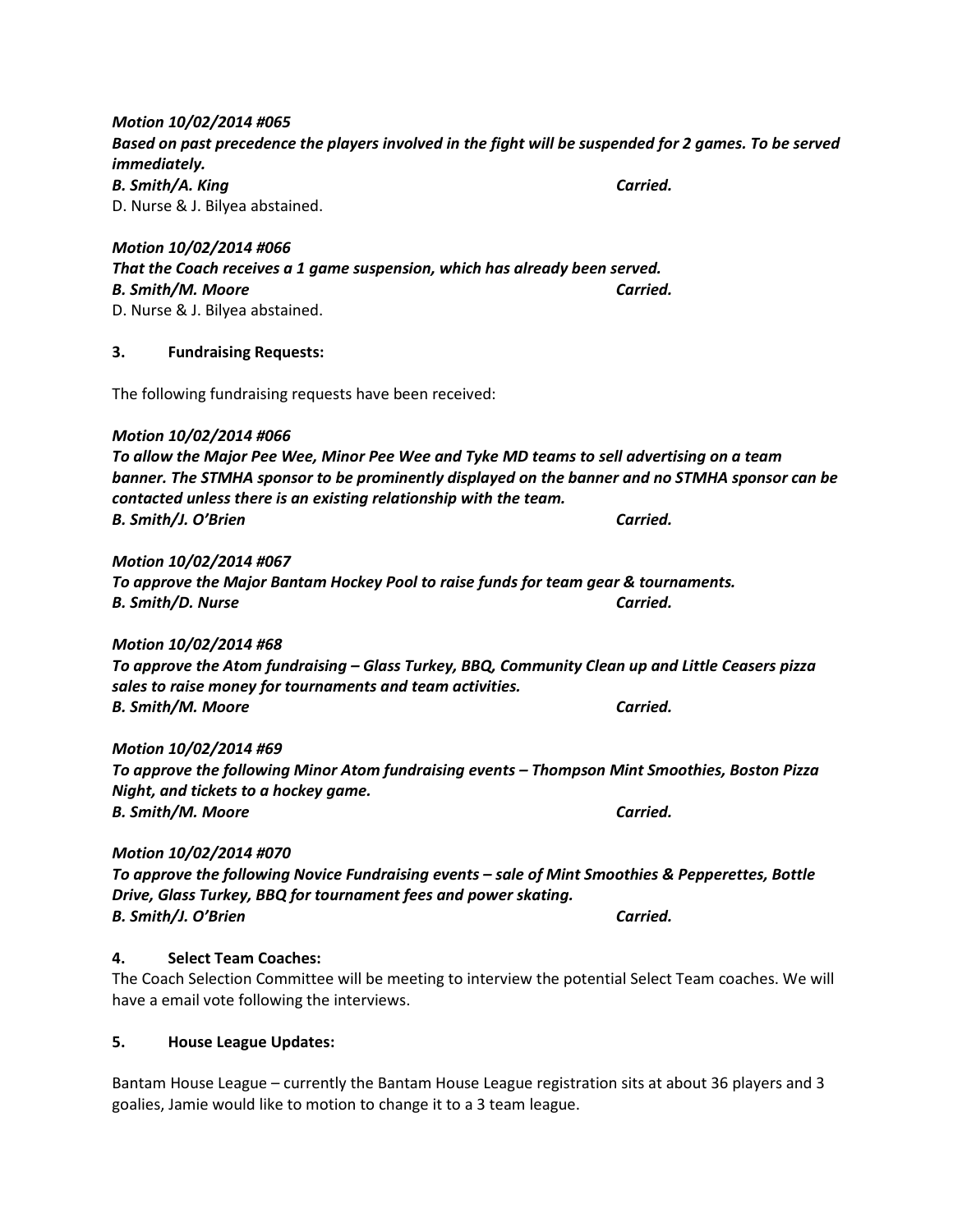***Motion 10/02/2014 #065***
***Based on past precedence the players involved in the fight will be suspended for 2 games. To be served immediately.***
***B. Smith/A. King*** ***Carried.***
D. Nurse & J. Bilyea abstained.

***Motion 10/02/2014 #066***
***That the Coach receives a 1 game suspension, which has already been served.***
***B. Smith/M. Moore*** ***Carried.***
D. Nurse & J. Bilyea abstained.

**3. Fundraising Requests:**

The following fundraising requests have been received:

***Motion 10/02/2014 #066***
***To allow the Major Pee Wee, Minor Pee Wee and Tyke MD teams to sell advertising on a team banner. The STMHA sponsor to be prominently displayed on the banner and no STMHA sponsor can be contacted unless there is an existing relationship with the team.***
***B. Smith/J. O'Brien*** ***Carried.***

***Motion 10/02/2014 #067***
***To approve the Major Bantam Hockey Pool to raise funds for team gear & tournaments.***
***B. Smith/D. Nurse*** ***Carried.***

***Motion 10/02/2014 #68***
***To approve the Atom fundraising – Glass Turkey, BBQ, Community Clean up and Little Ceasers pizza sales to raise money for tournaments and team activities.***
***B. Smith/M. Moore*** ***Carried.***

***Motion 10/02/2014 #69***
***To approve the following Minor Atom fundraising events – Thompson Mint Smoothies, Boston Pizza Night, and tickets to a hockey game.***
***B. Smith/M. Moore*** ***Carried.***

***Motion 10/02/2014 #070***
***To approve the following Novice Fundraising events – sale of Mint Smoothies & Pepperettes, Bottle Drive, Glass Turkey, BBQ for tournament fees and power skating.***
***B. Smith/J. O'Brien*** ***Carried.***

**4. Select Team Coaches:**
The Coach Selection Committee will be meeting to interview the potential Select Team coaches. We will have a email vote following the interviews.

**5. House League Updates:**

Bantam House League – currently the Bantam House League registration sits at about 36 players and 3 goalies, Jamie would like to motion to change it to a 3 team league.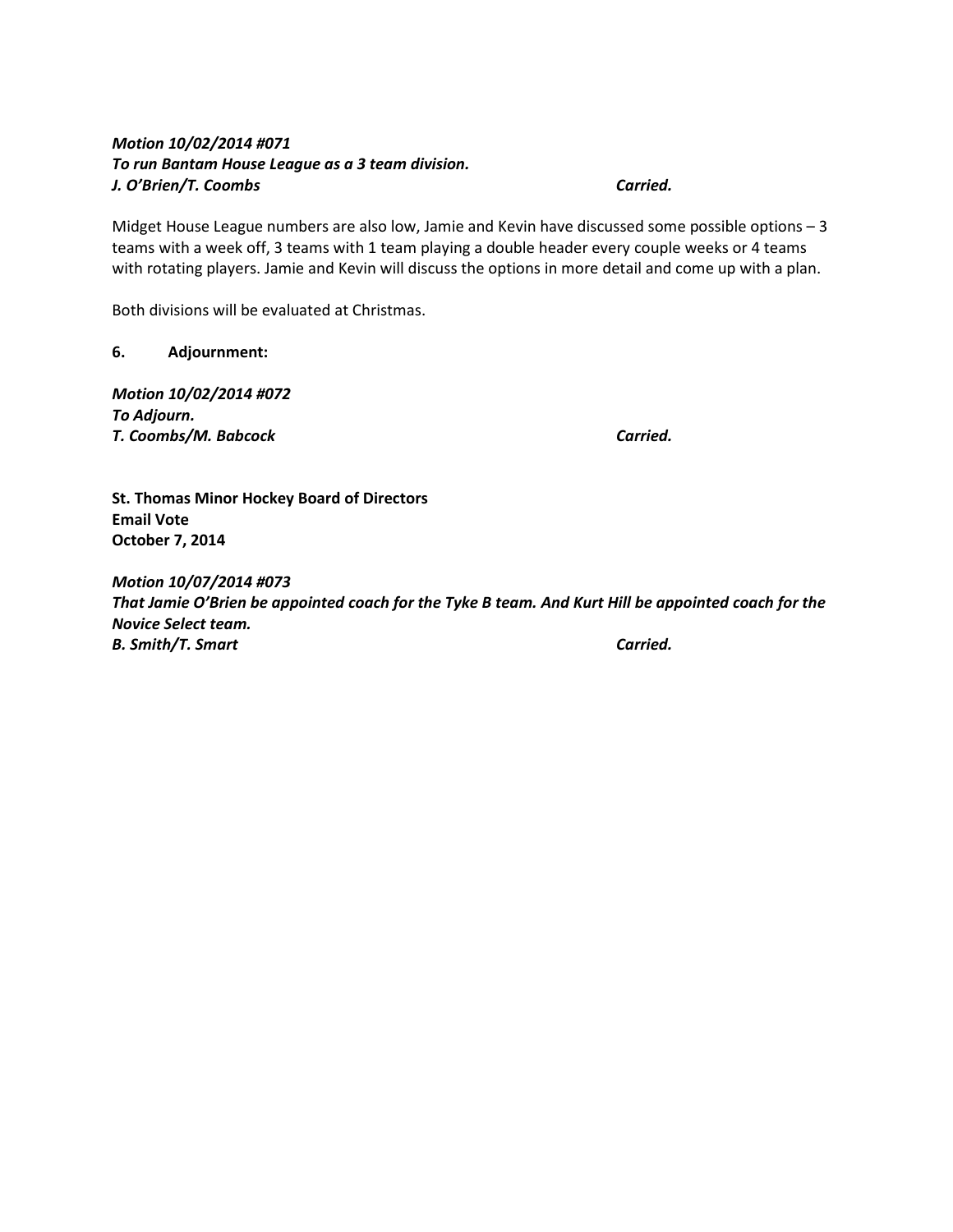***Motion 10/02/2014 #071***
***To run Bantam House League as a 3 team division.***
***J. O'Brien/T. Coombs*** ***Carried.***

Midget House League numbers are also low, Jamie and Kevin have discussed some possible options – 3 teams with a week off, 3 teams with 1 team playing a double header every couple weeks or 4 teams with rotating players. Jamie and Kevin will discuss the options in more detail and come up with a plan.

Both divisions will be evaluated at Christmas.

**6. Adjournment:**

***Motion 10/02/2014 #072***
***To Adjourn.***
***T. Coombs/M. Babcock*** ***Carried.***

**St. Thomas Minor Hockey Board of Directors**
**Email Vote**
**October 7, 2014**

***Motion 10/07/2014 #073***
***That Jamie O'Brien be appointed coach for the Tyke B team. And Kurt Hill be appointed coach for the Novice Select team.***
***B. Smith/T. Smart*** ***Carried.***